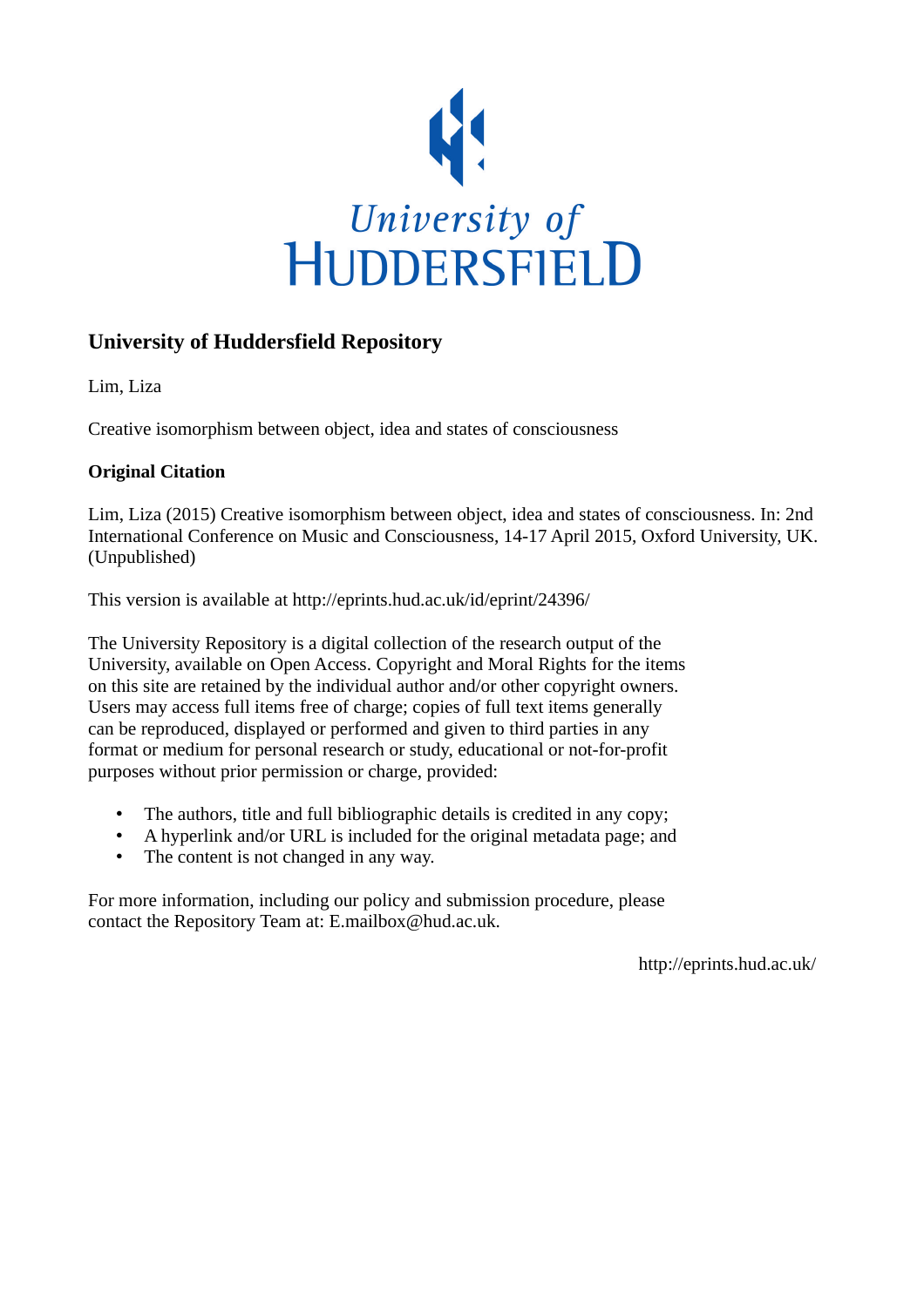University of
HUDDERSFIELD

## University of Huddersfield Repository

Lim, Liza

Creative isomorphism between object, idea and states of consciousness

### Original Citation

Lim, Liza (2015) Creative isomorphism between object, idea and states of consciousness. In: 2nd International Conference on Music and Consciousness, 14-17 April 2015, Oxford University, UK. (Unpublished)

This version is available at http://eprints.hud.ac.uk/id/eprint/24396/

The University Repository is a digital collection of the research output of the University, available on Open Access. Copyright and Moral Rights for the items on this site are retained by the individual author and/or other copyright owners. Users may access full items free of charge; copies of full text items generally can be reproduced, displayed or performed and given to third parties in any format or medium for personal research or study, educational or not-for-profit purposes without prior permission or charge, provided:

- The authors, title and full bibliographic details is credited in any copy;
- A hyperlink and/or URL is included for the original metadata page; and
- The content is not changed in any way.

For more information, including our policy and submission procedure, please contact the Repository Team at: E.mailbox@hud.ac.uk.

http://eprints.hud.ac.uk/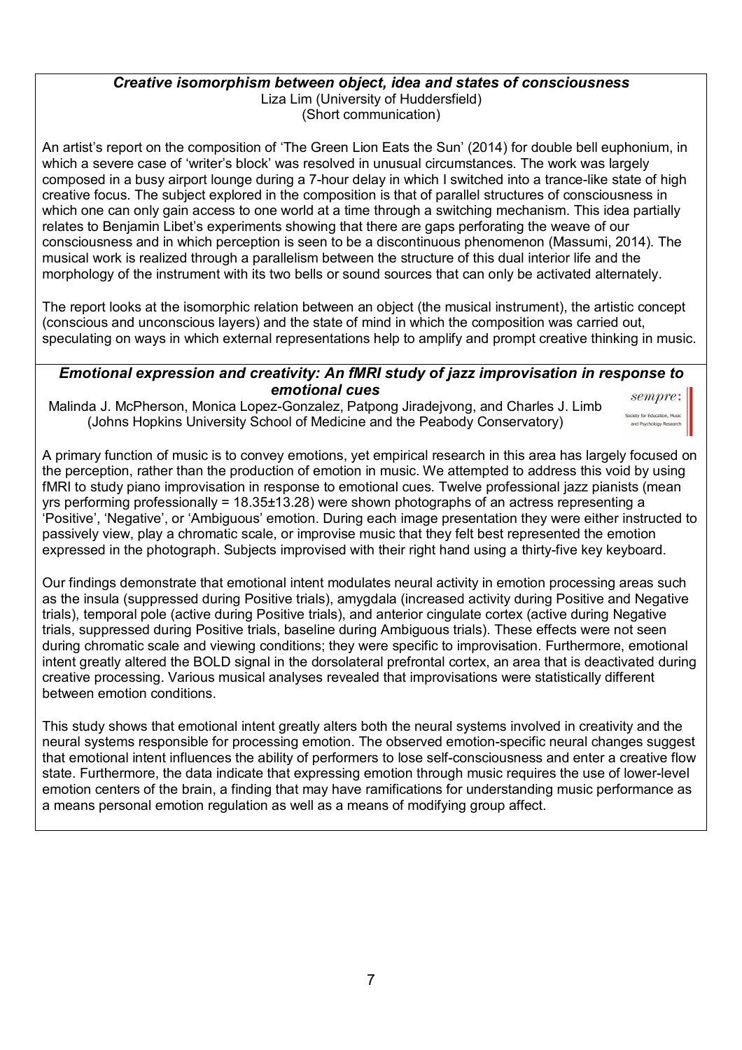### *Creative isomorphism between object, idea and states of consciousness*

Liza Lim (University of Huddersfield)
(Short communication)

An artist's report on the composition of 'The Green Lion Eats the Sun' (2014) for double bell euphonium, in which a severe case of 'writer's block' was resolved in unusual circumstances. The work was largely composed in a busy airport lounge during a 7-hour delay in which I switched into a trance-like state of high creative focus. The subject explored in the composition is that of parallel structures of consciousness in which one can only gain access to one world at a time through a switching mechanism. This idea partially relates to Benjamin Libet's experiments showing that there are gaps perforating the weave of our consciousness and in which perception is seen to be a discontinuous phenomenon (Massumi, 2014). The musical work is realized through a parallelism between the structure of this dual interior life and the morphology of the instrument with its two bells or sound sources that can only be activated alternately.

The report looks at the isomorphic relation between an object (the musical instrument), the artistic concept (conscious and unconscious layers) and the state of mind in which the composition was carried out, speculating on ways in which external representations help to amplify and prompt creative thinking in music.

### *Emotional expression and creativity: An fMRI study of jazz improvisation in response to emotional cues*

Malinda J. McPherson, Monica Lopez-Gonzalez, Patpong Jiradejvong, and Charles J. Limb
(Johns Hopkins University School of Medicine and the Peabody Conservatory)

sempre: Society for Education, Music and Psychology Research

A primary function of music is to convey emotions, yet empirical research in this area has largely focused on the perception, rather than the production of emotion in music. We attempted to address this void by using fMRI to study piano improvisation in response to emotional cues. Twelve professional jazz pianists (mean yrs performing professionally = 18.35±13.28) were shown photographs of an actress representing a 'Positive', 'Negative', or 'Ambiguous' emotion. During each image presentation they were either instructed to passively view, play a chromatic scale, or improvise music that they felt best represented the emotion expressed in the photograph. Subjects improvised with their right hand using a thirty-five key keyboard.

Our findings demonstrate that emotional intent modulates neural activity in emotion processing areas such as the insula (suppressed during Positive trials), amygdala (increased activity during Positive and Negative trials), temporal pole (active during Positive trials), and anterior cingulate cortex (active during Negative trials, suppressed during Positive trials, baseline during Ambiguous trials). These effects were not seen during chromatic scale and viewing conditions; they were specific to improvisation. Furthermore, emotional intent greatly altered the BOLD signal in the dorsolateral prefrontal cortex, an area that is deactivated during creative processing. Various musical analyses revealed that improvisations were statistically different between emotion conditions.

This study shows that emotional intent greatly alters both the neural systems involved in creativity and the neural systems responsible for processing emotion. The observed emotion-specific neural changes suggest that emotional intent influences the ability of performers to lose self-consciousness and enter a creative flow state. Furthermore, the data indicate that expressing emotion through music requires the use of lower-level emotion centers of the brain, a finding that may have ramifications for understanding music performance as a means personal emotion regulation as well as a means of modifying group affect.